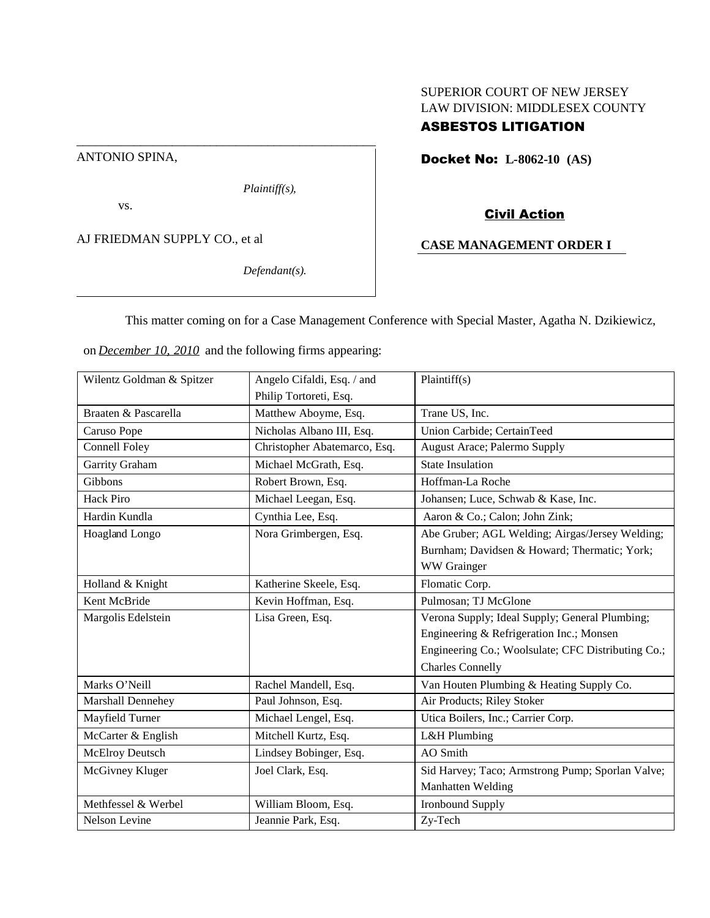SUPERIOR COURT OF NEW JERSEY
LAW DIVISION: MIDDLESEX COUNTY
**ASBESTOS LITIGATION**

ANTONIO SPINA,

*Plaintiff(s),*

vs.

AJ FRIEDMAN SUPPLY CO., et al

*Defendant(s).*

**Docket No: L-8062-10 (AS)**

**Civil Action**

**CASE MANAGEMENT ORDER I**

This matter coming on for a Case Management Conference with Special Master, Agatha N. Dzikiewicz, on *December 10, 2010* and the following firms appearing:

| | | |
|---|---|---|
| Wilentz Goldman & Spitzer | Angelo Cifaldi, Esq. / and Philip Tortoreti, Esq. | Plaintiff(s) |
| Braaten & Pascarella | Matthew Aboyme, Esq. | Trane US, Inc. |
| Caruso Pope | Nicholas Albano III, Esq. | Union Carbide; CertainTeed |
| Connell Foley | Christopher Abatemarco, Esq. | August Arace; Palermo Supply |
| Garrity Graham | Michael McGrath, Esq. | State Insulation |
| Gibbons | Robert Brown, Esq. | Hoffman-La Roche |
| Hack Piro | Michael Leegan, Esq. | Johansen; Luce, Schwab & Kase, Inc. |
| Hardin Kundla | Cynthia Lee, Esq. | Aaron & Co.; Calon; John Zink; |
| Hoagland Longo | Nora Grimbergen, Esq. | Abe Gruber; AGL Welding; Airgas/Jersey Welding; Burnham; Davidsen & Howard; Thermatic; York; WW Grainger |
| Holland & Knight | Katherine Skeele, Esq. | Flomatic Corp. |
| Kent McBride | Kevin Hoffman, Esq. | Pulmosan; TJ McGlone |
| Margolis Edelstein | Lisa Green, Esq. | Verona Supply; Ideal Supply; General Plumbing; Engineering & Refrigeration Inc.; Monsen Engineering Co.; Woolsulate; CFC Distributing Co.; Charles Connelly |
| Marks O'Neill | Rachel Mandell, Esq. | Van Houten Plumbing & Heating Supply Co. |
| Marshall Dennehey | Paul Johnson, Esq. | Air Products; Riley Stoker |
| Mayfield Turner | Michael Lengel, Esq. | Utica Boilers, Inc.; Carrier Corp. |
| McCarter & English | Mitchell Kurtz, Esq. | L&H Plumbing |
| McElroy Deutsch | Lindsey Bobinger, Esq. | AO Smith |
| McGivney Kluger | Joel Clark, Esq. | Sid Harvey; Taco; Armstrong Pump; Sporlan Valve; Manhatten Welding |
| Methfessel & Werbel | William Bloom, Esq. | Ironbound Supply |
| Nelson Levine | Jeannie Park, Esq. | Zy-Tech |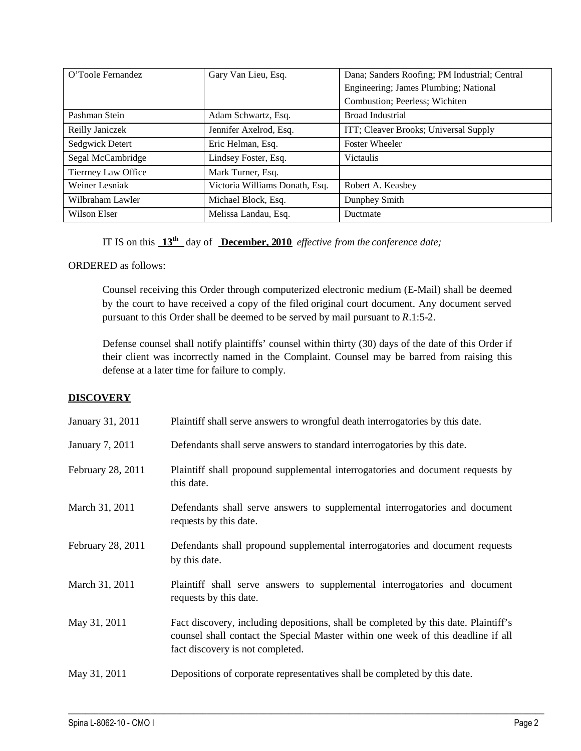| O'Toole Fernandez | Gary Van Lieu, Esq. | Dana; Sanders Roofing; PM Industrial; Central Engineering; James Plumbing; National Combustion; Peerless; Wichiten |
|---|---|---|
| Pashman Stein | Adam Schwartz, Esq. | Broad Industrial |
| Reilly Janiczek | Jennifer Axelrod, Esq. | ITT; Cleaver Brooks; Universal Supply |
| Sedgwick Detert | Eric Helman, Esq. | Foster Wheeler |
| Segal McCambridge | Lindsey Foster, Esq. | Victaulis |
| Tierrney Law Office | Mark Turner, Esq. | |
| Weiner Lesniak | Victoria Williams Donath, Esq. | Robert A. Keasbey |
| Wilbraham Lawler | Michael Block, Esq. | Dunphey Smith |
| Wilson Elser | Melissa Landau, Esq. | Ductmate |

IT IS on this **13th** day of **December, 2010** *effective from the conference date;*

ORDERED as follows:

Counsel receiving this Order through computerized electronic medium (E-Mail) shall be deemed by the court to have received a copy of the filed original court document. Any document served pursuant to this Order shall be deemed to be served by mail pursuant to *R*.1:5-2.

Defense counsel shall notify plaintiffs' counsel within thirty (30) days of the date of this Order if their client was incorrectly named in the Complaint. Counsel may be barred from raising this defense at a later time for failure to comply.

**DISCOVERY**

| | |
|---|---|
| January 31, 2011 | Plaintiff shall serve answers to wrongful death interrogatories by this date. |
| January 7, 2011 | Defendants shall serve answers to standard interrogatories by this date. |
| February 28, 2011 | Plaintiff shall propound supplemental interrogatories and document requests by this date. |
| March 31, 2011 | Defendants shall serve answers to supplemental interrogatories and document requests by this date. |
| February 28, 2011 | Defendants shall propound supplemental interrogatories and document requests by this date. |
| March 31, 2011 | Plaintiff shall serve answers to supplemental interrogatories and document requests by this date. |
| May 31, 2011 | Fact discovery, including depositions, shall be completed by this date. Plaintiff's counsel shall contact the Special Master within one week of this deadline if all fact discovery is not completed. |
| May 31, 2011 | Depositions of corporate representatives shall be completed by this date. |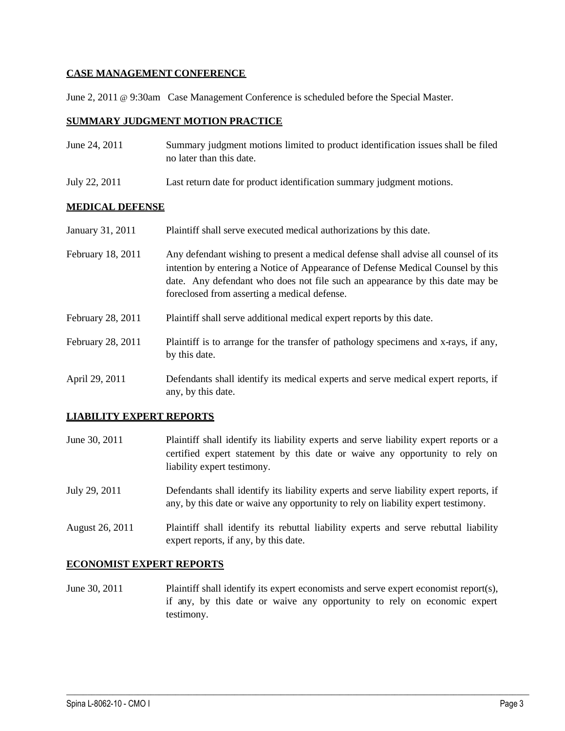## CASE MANAGEMENT CONFERENCE

June 2, 2011 @ 9:30am Case Management Conference is scheduled before the Special Master.

## SUMMARY JUDGMENT MOTION PRACTICE

| | |
|---|---|
| June 24, 2011 | Summary judgment motions limited to product identification issues shall be filed no later than this date. |
| July 22, 2011 | Last return date for product identification summary judgment motions. |

## MEDICAL DEFENSE

| | |
|---|---|
| January 31, 2011 | Plaintiff shall serve executed medical authorizations by this date. |
| February 18, 2011 | Any defendant wishing to present a medical defense shall advise all counsel of its intention by entering a Notice of Appearance of Defense Medical Counsel by this date. Any defendant who does not file such an appearance by this date may be foreclosed from asserting a medical defense. |
| February 28, 2011 | Plaintiff shall serve additional medical expert reports by this date. |
| February 28, 2011 | Plaintiff is to arrange for the transfer of pathology specimens and x-rays, if any, by this date. |
| April 29, 2011 | Defendants shall identify its medical experts and serve medical expert reports, if any, by this date. |

## LIABILITY EXPERT REPORTS

| | |
|---|---|
| June 30, 2011 | Plaintiff shall identify its liability experts and serve liability expert reports or a certified expert statement by this date or waive any opportunity to rely on liability expert testimony. |
| July 29, 2011 | Defendants shall identify its liability experts and serve liability expert reports, if any, by this date or waive any opportunity to rely on liability expert testimony. |
| August 26, 2011 | Plaintiff shall identify its rebuttal liability experts and serve rebuttal liability expert reports, if any, by this date. |

## ECONOMIST EXPERT REPORTS

| | |
|---|---|
| June 30, 2011 | Plaintiff shall identify its expert economists and serve expert economist report(s), if any, by this date or waive any opportunity to rely on economic expert testimony. |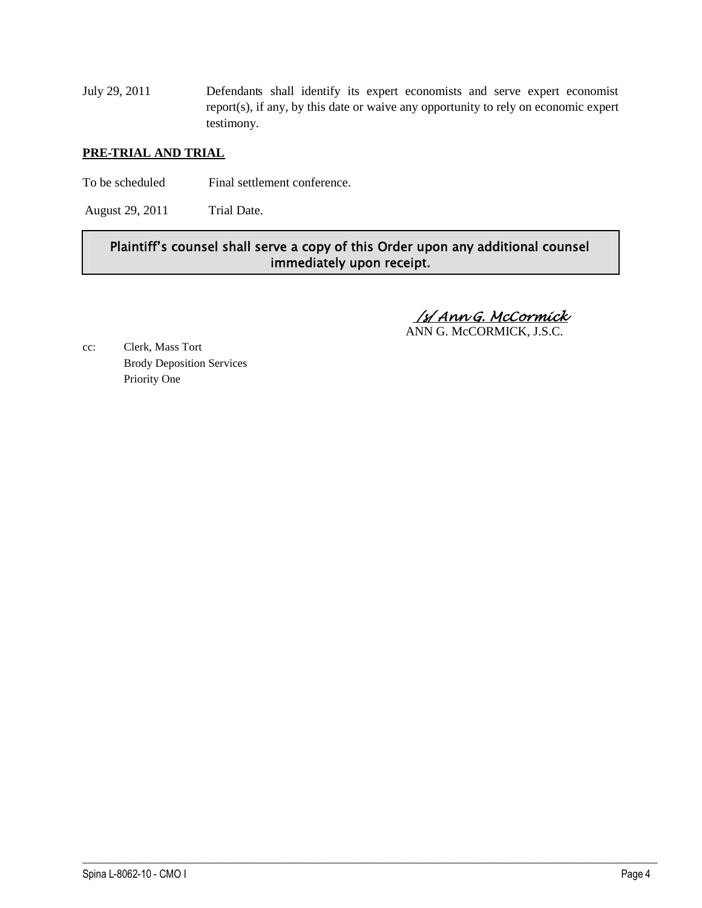| | |
|---|---|
| July 29, 2011 | Defendants shall identify its expert economists and serve expert economist report(s), if any, by this date or waive any opportunity to rely on economic expert testimony. |

**PRE-TRIAL AND TRIAL**

| | |
|---|---|
| To be scheduled | Final settlement conference. |
| August 29, 2011 | Trial Date. |

**Plaintiff's counsel shall serve a copy of this Order upon any additional counsel immediately upon receipt.**

*/s/ Ann G. McCormick*
ANN G. McCORMICK, J.S.C.

cc: Clerk, Mass Tort
Brody Deposition Services
Priority One